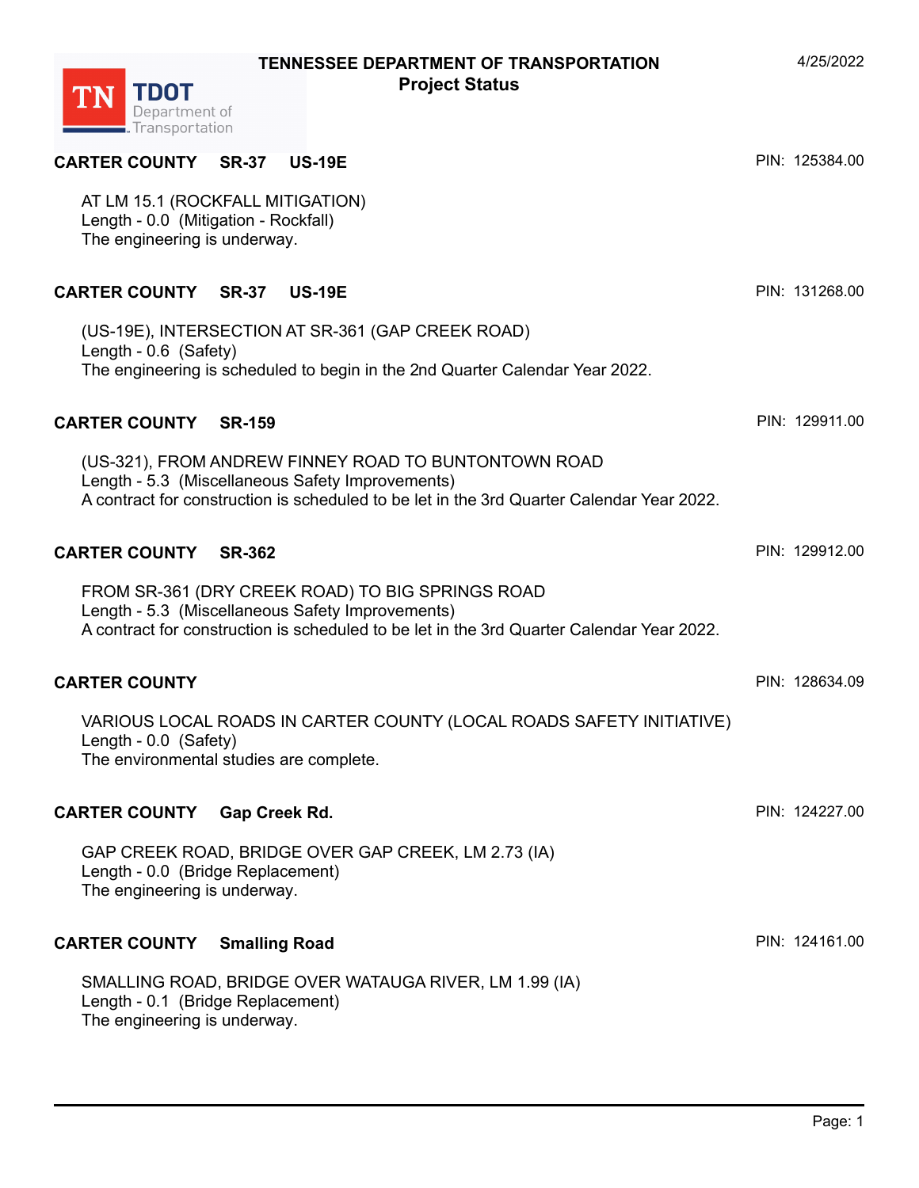# TENNESSEE DEPARTMENT OF TRANSPORTATION
## Project Status

4/25/2022

### CARTER COUNTY SR-37 US-19E

PIN: 125384.00

AT LM 15.1 (ROCKFALL MITIGATION)
Length - 0.0 (Mitigation - Rockfall)
The engineering is underway.

### CARTER COUNTY SR-37 US-19E

PIN: 131268.00

(US-19E), INTERSECTION AT SR-361 (GAP CREEK ROAD)
Length - 0.6 (Safety)
The engineering is scheduled to begin in the 2nd Quarter Calendar Year 2022.

### CARTER COUNTY SR-159

PIN: 129911.00

(US-321), FROM ANDREW FINNEY ROAD TO BUNTONTOWN ROAD
Length - 5.3 (Miscellaneous Safety Improvements)
A contract for construction is scheduled to be let in the 3rd Quarter Calendar Year 2022.

### CARTER COUNTY SR-362

PIN: 129912.00

FROM SR-361 (DRY CREEK ROAD) TO BIG SPRINGS ROAD
Length - 5.3 (Miscellaneous Safety Improvements)
A contract for construction is scheduled to be let in the 3rd Quarter Calendar Year 2022.

### CARTER COUNTY

PIN: 128634.09

VARIOUS LOCAL ROADS IN CARTER COUNTY (LOCAL ROADS SAFETY INITIATIVE)
Length - 0.0 (Safety)
The environmental studies are complete.

### CARTER COUNTY Gap Creek Rd.

PIN: 124227.00

GAP CREEK ROAD, BRIDGE OVER GAP CREEK, LM 2.73 (IA)
Length - 0.0 (Bridge Replacement)
The engineering is underway.

### CARTER COUNTY Smalling Road

PIN: 124161.00

SMALLING ROAD, BRIDGE OVER WATAUGA RIVER, LM 1.99 (IA)
Length - 0.1 (Bridge Replacement)
The engineering is underway.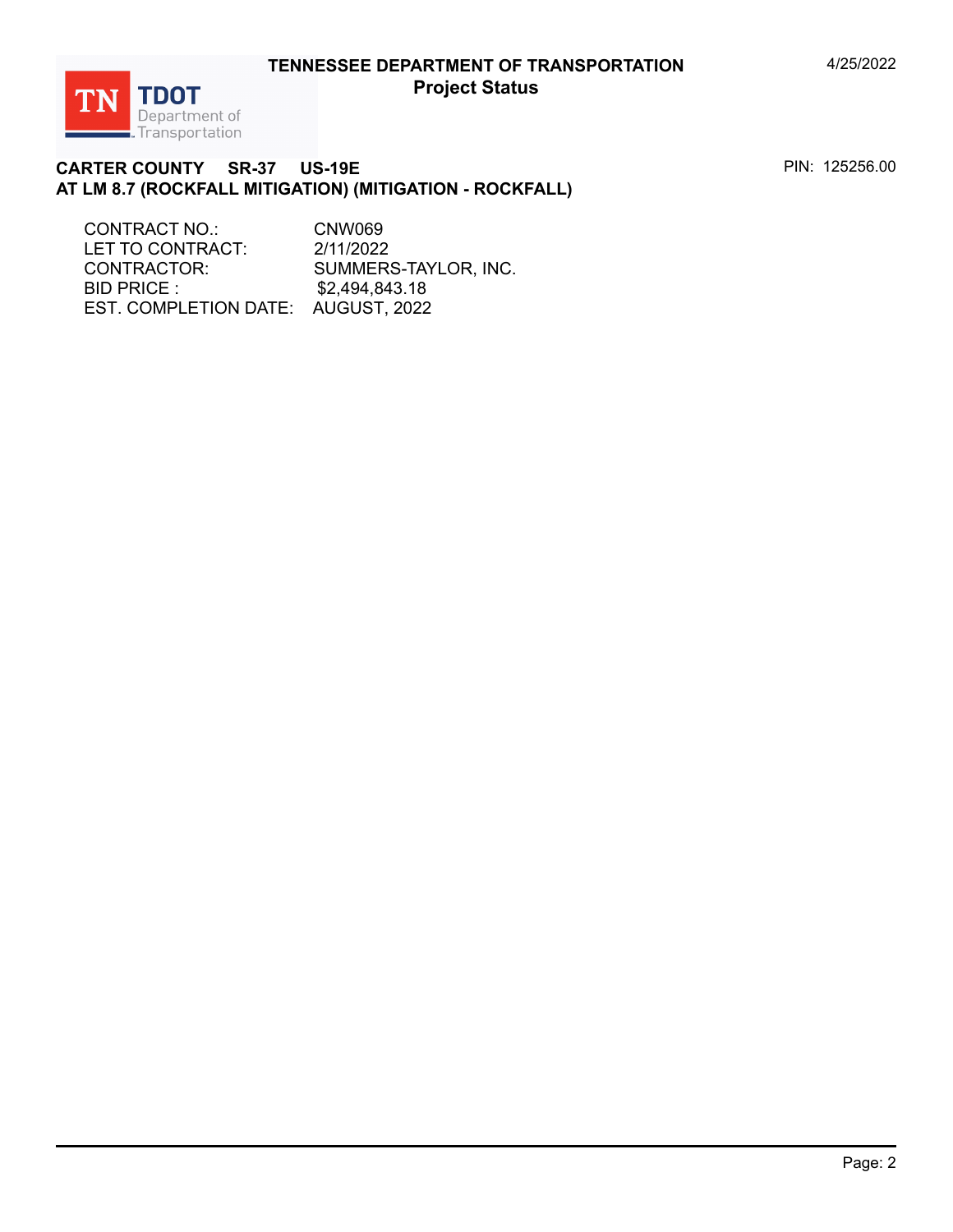**TENNESSEE DEPARTMENT OF TRANSPORTATION**
**Project Status**

4/25/2022

**CARTER COUNTY SR-37 US-19E**
**AT LM 8.7 (ROCKFALL MITIGATION) (MITIGATION - ROCKFALL)**

PIN: 125256.00

| | |
|---|---|
| CONTRACT NO.: | CNW069 |
| LET TO CONTRACT: | 2/11/2022 |
| CONTRACTOR: | SUMMERS-TAYLOR, INC. |
| BID PRICE : | $2,494,843.18 |
| EST. COMPLETION DATE: | AUGUST, 2022 |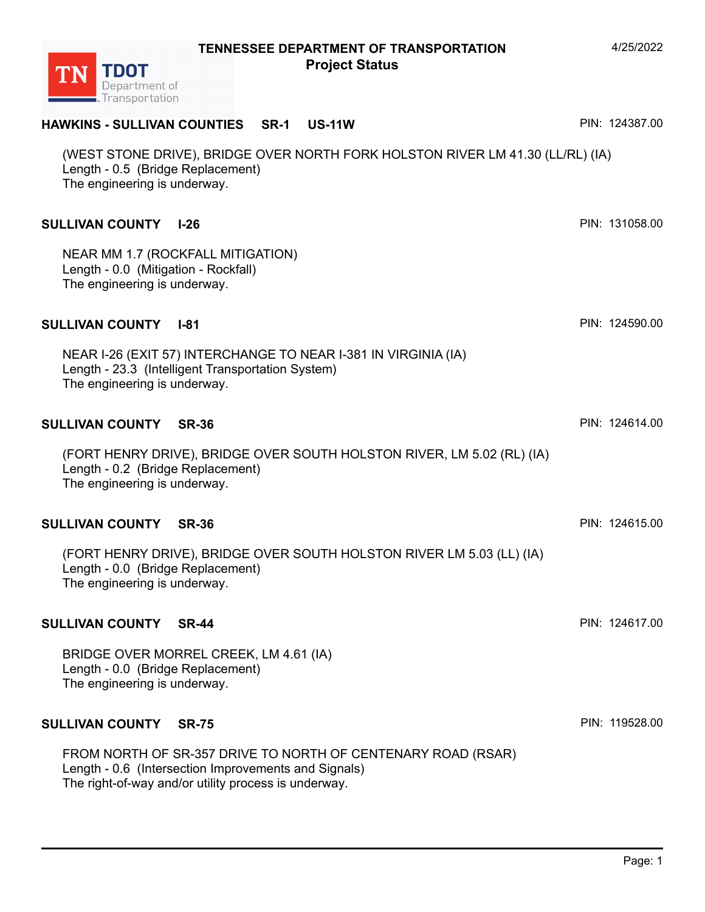# TENNESSEE DEPARTMENT OF TRANSPORTATION
## Project Status

4/25/2022

### HAWKINS - SULLIVAN COUNTIES SR-1 US-11W

PIN: 124387.00

(WEST STONE DRIVE), BRIDGE OVER NORTH FORK HOLSTON RIVER LM 41.30 (LL/RL) (IA)
Length - 0.5 (Bridge Replacement)
The engineering is underway.

### SULLIVAN COUNTY I-26

PIN: 131058.00

NEAR MM 1.7 (ROCKFALL MITIGATION)
Length - 0.0 (Mitigation - Rockfall)
The engineering is underway.

### SULLIVAN COUNTY I-81

PIN: 124590.00

NEAR I-26 (EXIT 57) INTERCHANGE TO NEAR I-381 IN VIRGINIA (IA)
Length - 23.3 (Intelligent Transportation System)
The engineering is underway.

### SULLIVAN COUNTY SR-36

PIN: 124614.00

(FORT HENRY DRIVE), BRIDGE OVER SOUTH HOLSTON RIVER, LM 5.02 (RL) (IA)
Length - 0.2 (Bridge Replacement)
The engineering is underway.

### SULLIVAN COUNTY SR-36

PIN: 124615.00

(FORT HENRY DRIVE), BRIDGE OVER SOUTH HOLSTON RIVER LM 5.03 (LL) (IA)
Length - 0.0 (Bridge Replacement)
The engineering is underway.

### SULLIVAN COUNTY SR-44

PIN: 124617.00

BRIDGE OVER MORREL CREEK, LM 4.61 (IA)
Length - 0.0 (Bridge Replacement)
The engineering is underway.

### SULLIVAN COUNTY SR-75

PIN: 119528.00

FROM NORTH OF SR-357 DRIVE TO NORTH OF CENTENARY ROAD (RSAR)
Length - 0.6 (Intersection Improvements and Signals)
The right-of-way and/or utility process is underway.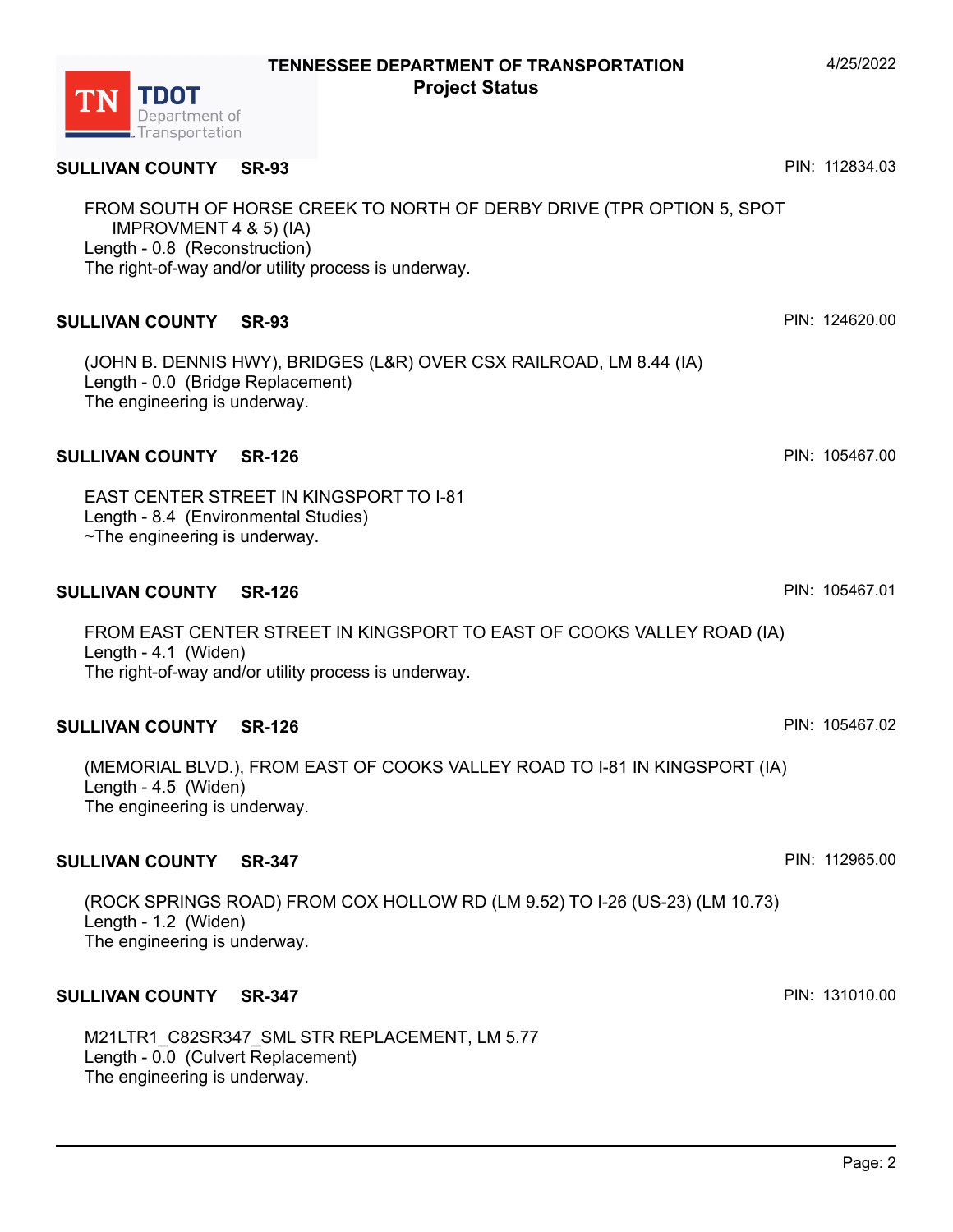**SULLIVAN COUNTY SR-93** PIN: 112834.03

FROM SOUTH OF HORSE CREEK TO NORTH OF DERBY DRIVE (TPR OPTION 5, SPOT IMPROVMENT 4 & 5) (IA)
Length - 0.8 (Reconstruction)
The right-of-way and/or utility process is underway.

**SULLIVAN COUNTY SR-93** PIN: 124620.00

(JOHN B. DENNIS HWY), BRIDGES (L&R) OVER CSX RAILROAD, LM 8.44 (IA)
Length - 0.0 (Bridge Replacement)
The engineering is underway.

**SULLIVAN COUNTY SR-126** PIN: 105467.00

EAST CENTER STREET IN KINGSPORT TO I-81
Length - 8.4 (Environmental Studies)
~The engineering is underway.

**SULLIVAN COUNTY SR-126** PIN: 105467.01

FROM EAST CENTER STREET IN KINGSPORT TO EAST OF COOKS VALLEY ROAD (IA)
Length - 4.1 (Widen)
The right-of-way and/or utility process is underway.

**SULLIVAN COUNTY SR-126** PIN: 105467.02

(MEMORIAL BLVD.), FROM EAST OF COOKS VALLEY ROAD TO I-81 IN KINGSPORT (IA)
Length - 4.5 (Widen)
The engineering is underway.

**SULLIVAN COUNTY SR-347** PIN: 112965.00

(ROCK SPRINGS ROAD) FROM COX HOLLOW RD (LM 9.52) TO I-26 (US-23) (LM 10.73)
Length - 1.2 (Widen)
The engineering is underway.

**SULLIVAN COUNTY SR-347** PIN: 131010.00

M21LTR1_C82SR347_SML STR REPLACEMENT, LM 5.77
Length - 0.0 (Culvert Replacement)
The engineering is underway.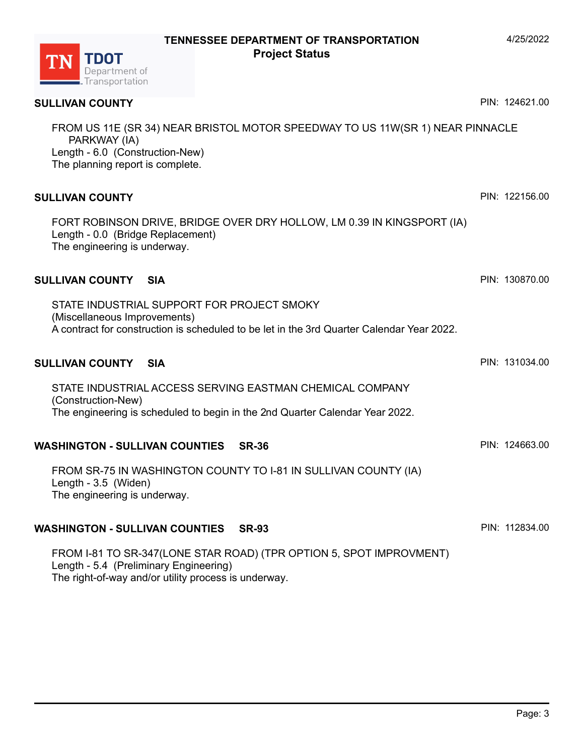## SULLIVAN COUNTY

PIN: 124621.00

FROM US 11E (SR 34) NEAR BRISTOL MOTOR SPEEDWAY TO US 11W(SR 1) NEAR PINNACLE PARKWAY (IA)
Length - 6.0 (Construction-New)
The planning report is complete.

## SULLIVAN COUNTY

PIN: 122156.00

FORT ROBINSON DRIVE, BRIDGE OVER DRY HOLLOW, LM 0.39 IN KINGSPORT (IA)
Length - 0.0 (Bridge Replacement)
The engineering is underway.

## SULLIVAN COUNTY SIA

PIN: 130870.00

STATE INDUSTRIAL SUPPORT FOR PROJECT SMOKY
(Miscellaneous Improvements)
A contract for construction is scheduled to be let in the 3rd Quarter Calendar Year 2022.

## SULLIVAN COUNTY SIA

PIN: 131034.00

STATE INDUSTRIAL ACCESS SERVING EASTMAN CHEMICAL COMPANY
(Construction-New)
The engineering is scheduled to begin in the 2nd Quarter Calendar Year 2022.

## WASHINGTON - SULLIVAN COUNTIES SR-36

PIN: 124663.00

FROM SR-75 IN WASHINGTON COUNTY TO I-81 IN SULLIVAN COUNTY (IA)
Length - 3.5 (Widen)
The engineering is underway.

## WASHINGTON - SULLIVAN COUNTIES SR-93

PIN: 112834.00

FROM I-81 TO SR-347(LONE STAR ROAD) (TPR OPTION 5, SPOT IMPROVMENT)
Length - 5.4 (Preliminary Engineering)
The right-of-way and/or utility process is underway.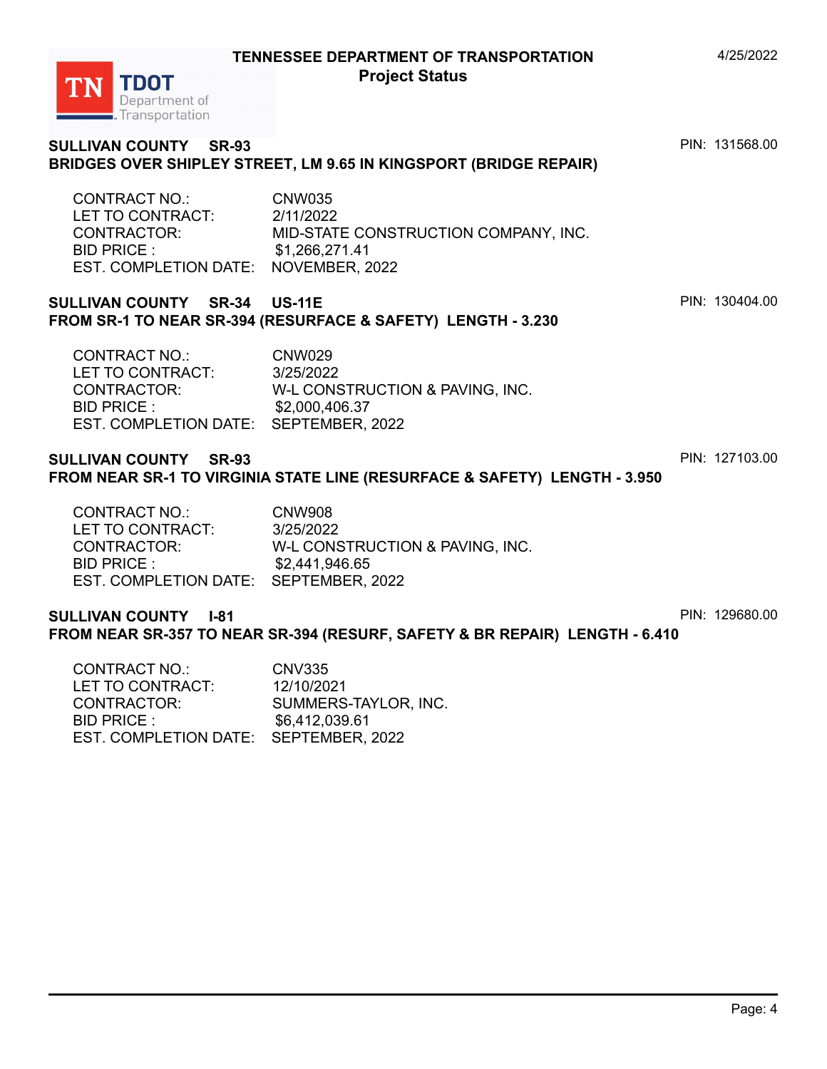**SULLIVAN COUNTY SR-93** PIN: 131568.00
**BRIDGES OVER SHIPLEY STREET, LM 9.65 IN KINGSPORT (BRIDGE REPAIR)**

| | |
|---|---|
| CONTRACT NO.: | CNW035 |
| LET TO CONTRACT: | 2/11/2022 |
| CONTRACTOR: | MID-STATE CONSTRUCTION COMPANY, INC. |
| BID PRICE : | $1,266,271.41 |
| EST. COMPLETION DATE: | NOVEMBER, 2022 |

**SULLIVAN COUNTY SR-34 US-11E** PIN: 130404.00
**FROM SR-1 TO NEAR SR-394 (RESURFACE & SAFETY) LENGTH - 3.230**

| | |
|---|---|
| CONTRACT NO.: | CNW029 |
| LET TO CONTRACT: | 3/25/2022 |
| CONTRACTOR: | W-L CONSTRUCTION & PAVING, INC. |
| BID PRICE : | $2,000,406.37 |
| EST. COMPLETION DATE: | SEPTEMBER, 2022 |

**SULLIVAN COUNTY SR-93** PIN: 127103.00
**FROM NEAR SR-1 TO VIRGINIA STATE LINE (RESURFACE & SAFETY) LENGTH - 3.950**

| | |
|---|---|
| CONTRACT NO.: | CNW908 |
| LET TO CONTRACT: | 3/25/2022 |
| CONTRACTOR: | W-L CONSTRUCTION & PAVING, INC. |
| BID PRICE : | $2,441,946.65 |
| EST. COMPLETION DATE: | SEPTEMBER, 2022 |

**SULLIVAN COUNTY I-81** PIN: 129680.00
**FROM NEAR SR-357 TO NEAR SR-394 (RESURF, SAFETY & BR REPAIR) LENGTH - 6.410**

| | |
|---|---|
| CONTRACT NO.: | CNV335 |
| LET TO CONTRACT: | 12/10/2021 |
| CONTRACTOR: | SUMMERS-TAYLOR, INC. |
| BID PRICE : | $6,412,039.61 |
| EST. COMPLETION DATE: | SEPTEMBER, 2022 |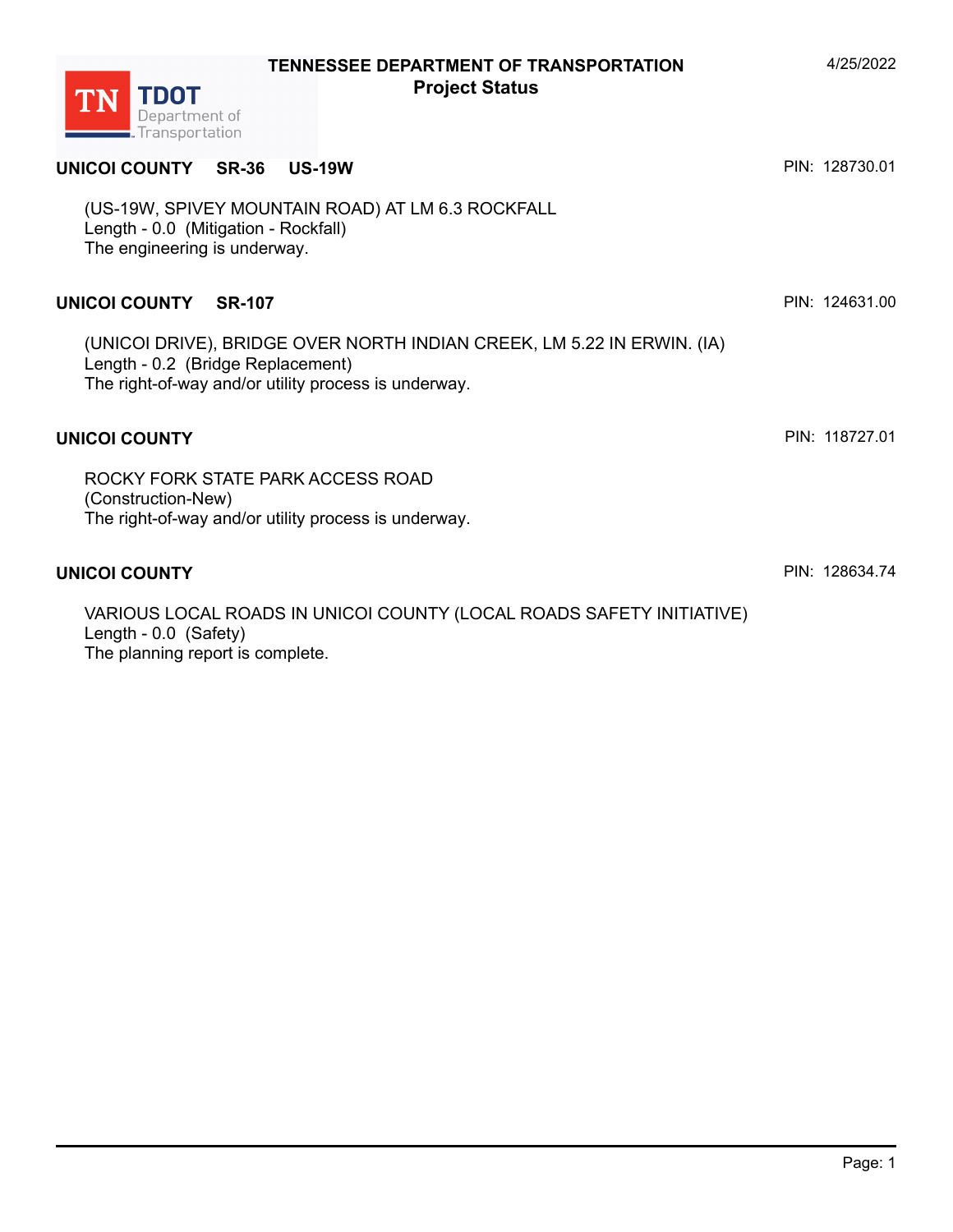# TENNESSEE DEPARTMENT OF TRANSPORTATION
## Project Status

4/25/2022

**UNICOI COUNTY SR-36 US-19W** PIN: 128730.01

(US-19W, SPIVEY MOUNTAIN ROAD) AT LM 6.3 ROCKFALL
Length - 0.0 (Mitigation - Rockfall)
The engineering is underway.

**UNICOI COUNTY SR-107** PIN: 124631.00

(UNICOI DRIVE), BRIDGE OVER NORTH INDIAN CREEK, LM 5.22 IN ERWIN. (IA)
Length - 0.2 (Bridge Replacement)
The right-of-way and/or utility process is underway.

**UNICOI COUNTY** PIN: 118727.01

ROCKY FORK STATE PARK ACCESS ROAD
(Construction-New)
The right-of-way and/or utility process is underway.

**UNICOI COUNTY** PIN: 128634.74

VARIOUS LOCAL ROADS IN UNICOI COUNTY (LOCAL ROADS SAFETY INITIATIVE)
Length - 0.0 (Safety)
The planning report is complete.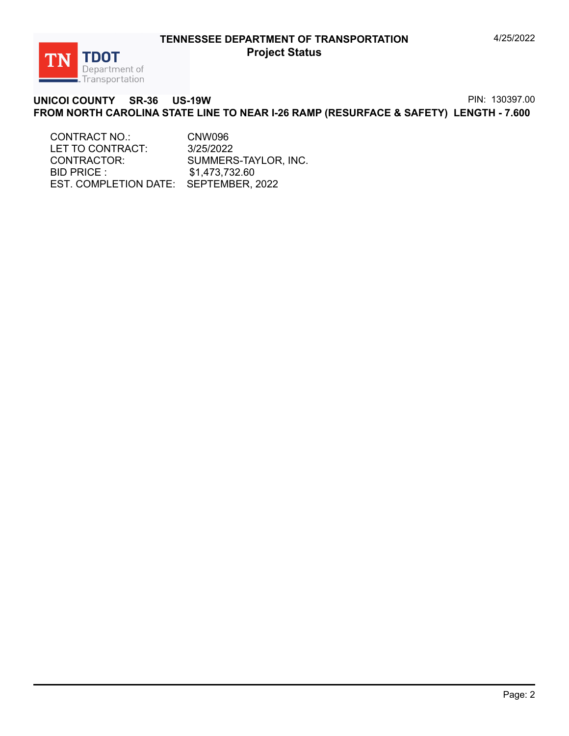# TENNESSEE DEPARTMENT OF TRANSPORTATION
## Project Status

**UNICOI COUNTY SR-36 US-19W** PIN: 130397.00

**FROM NORTH CAROLINA STATE LINE TO NEAR I-26 RAMP (RESURFACE & SAFETY) LENGTH - 7.600**

CONTRACT NO.: CNW096
LET TO CONTRACT: 3/25/2022
CONTRACTOR: SUMMERS-TAYLOR, INC.
BID PRICE : $1,473,732.60
EST. COMPLETION DATE: SEPTEMBER, 2022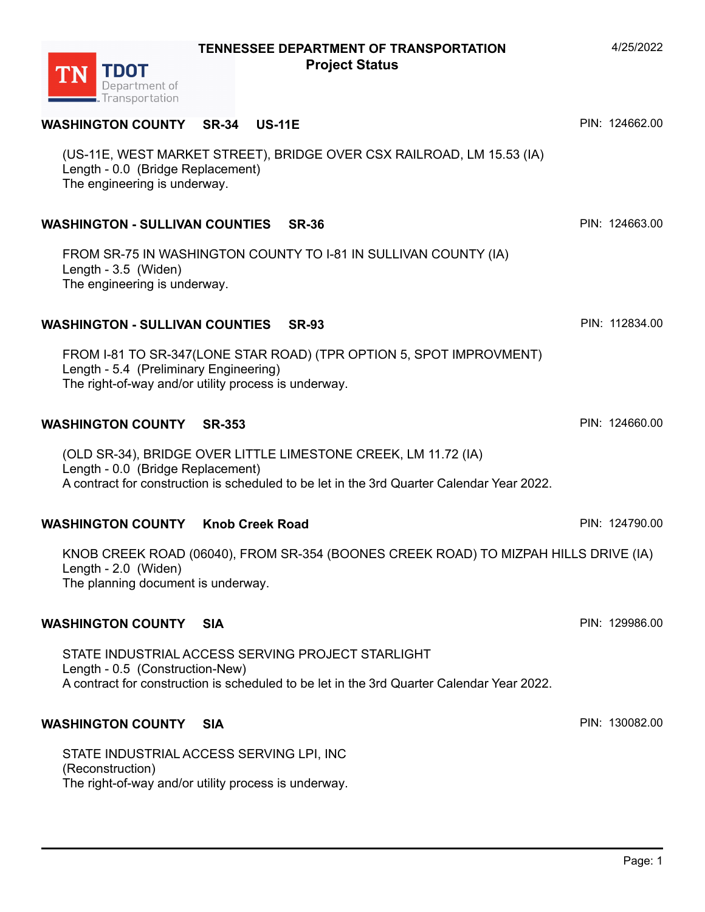**TENNESSEE DEPARTMENT OF TRANSPORTATION**
**Project Status**

4/25/2022

**WASHINGTON COUNTY SR-34 US-11E** PIN: 124662.00

(US-11E, WEST MARKET STREET), BRIDGE OVER CSX RAILROAD, LM 15.53 (IA)
Length - 0.0 (Bridge Replacement)
The engineering is underway.

**WASHINGTON - SULLIVAN COUNTIES SR-36** PIN: 124663.00

FROM SR-75 IN WASHINGTON COUNTY TO I-81 IN SULLIVAN COUNTY (IA)
Length - 3.5 (Widen)
The engineering is underway.

**WASHINGTON - SULLIVAN COUNTIES SR-93** PIN: 112834.00

FROM I-81 TO SR-347(LONE STAR ROAD) (TPR OPTION 5, SPOT IMPROVMENT)
Length - 5.4 (Preliminary Engineering)
The right-of-way and/or utility process is underway.

**WASHINGTON COUNTY SR-353** PIN: 124660.00

(OLD SR-34), BRIDGE OVER LITTLE LIMESTONE CREEK, LM 11.72 (IA)
Length - 0.0 (Bridge Replacement)
A contract for construction is scheduled to be let in the 3rd Quarter Calendar Year 2022.

**WASHINGTON COUNTY Knob Creek Road** PIN: 124790.00

KNOB CREEK ROAD (06040), FROM SR-354 (BOONES CREEK ROAD) TO MIZPAH HILLS DRIVE (IA)
Length - 2.0 (Widen)
The planning document is underway.

**WASHINGTON COUNTY SIA** PIN: 129986.00

STATE INDUSTRIAL ACCESS SERVING PROJECT STARLIGHT
Length - 0.5 (Construction-New)
A contract for construction is scheduled to be let in the 3rd Quarter Calendar Year 2022.

**WASHINGTON COUNTY SIA** PIN: 130082.00

STATE INDUSTRIAL ACCESS SERVING LPI, INC
(Reconstruction)
The right-of-way and/or utility process is underway.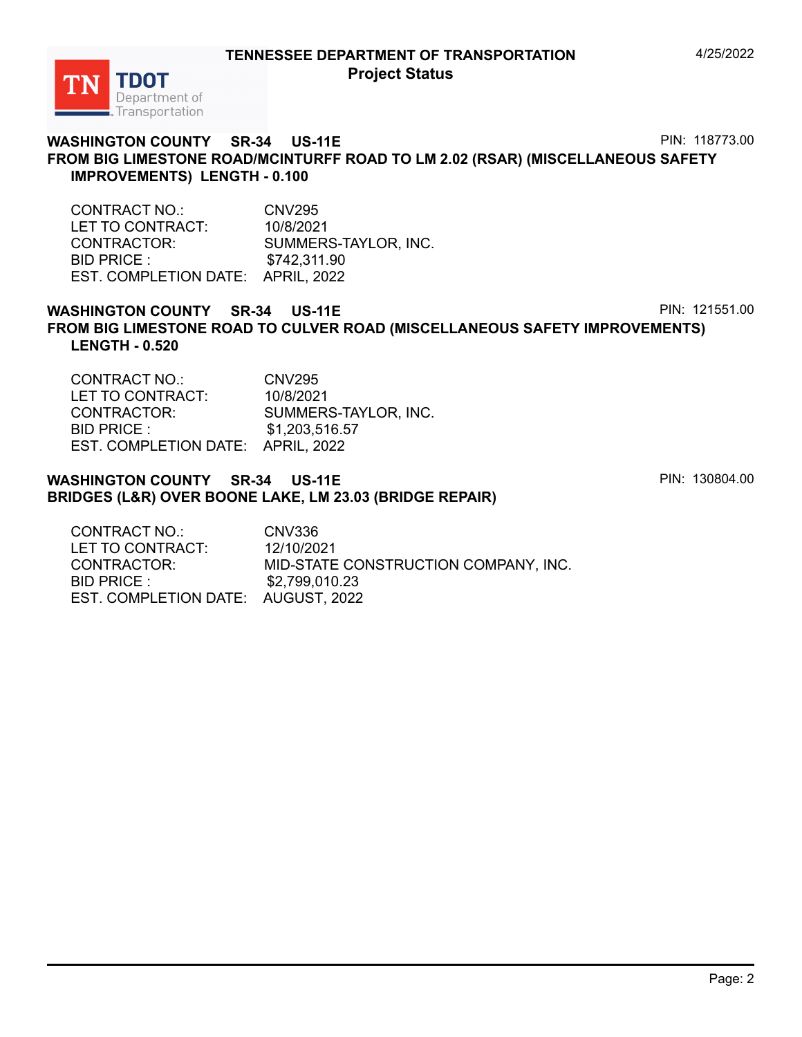**TENNESSEE DEPARTMENT OF TRANSPORTATION**
**Project Status**

4/25/2022

**WASHINGTON COUNTY SR-34 US-11E** PIN: 118773.00

**FROM BIG LIMESTONE ROAD/MCINTURFF ROAD TO LM 2.02 (RSAR) (MISCELLANEOUS SAFETY IMPROVEMENTS) LENGTH - 0.100**

| | |
|---|---|
| CONTRACT NO.: | CNV295 |
| LET TO CONTRACT: | 10/8/2021 |
| CONTRACTOR: | SUMMERS-TAYLOR, INC. |
| BID PRICE : | $742,311.90 |
| EST. COMPLETION DATE: | APRIL, 2022 |

**WASHINGTON COUNTY SR-34 US-11E** PIN: 121551.00

**FROM BIG LIMESTONE ROAD TO CULVER ROAD (MISCELLANEOUS SAFETY IMPROVEMENTS) LENGTH - 0.520**

| | |
|---|---|
| CONTRACT NO.: | CNV295 |
| LET TO CONTRACT: | 10/8/2021 |
| CONTRACTOR: | SUMMERS-TAYLOR, INC. |
| BID PRICE : | $1,203,516.57 |
| EST. COMPLETION DATE: | APRIL, 2022 |

**WASHINGTON COUNTY SR-34 US-11E** PIN: 130804.00

**BRIDGES (L&R) OVER BOONE LAKE, LM 23.03 (BRIDGE REPAIR)**

| | |
|---|---|
| CONTRACT NO.: | CNV336 |
| LET TO CONTRACT: | 12/10/2021 |
| CONTRACTOR: | MID-STATE CONSTRUCTION COMPANY, INC. |
| BID PRICE : | $2,799,010.23 |
| EST. COMPLETION DATE: | AUGUST, 2022 |